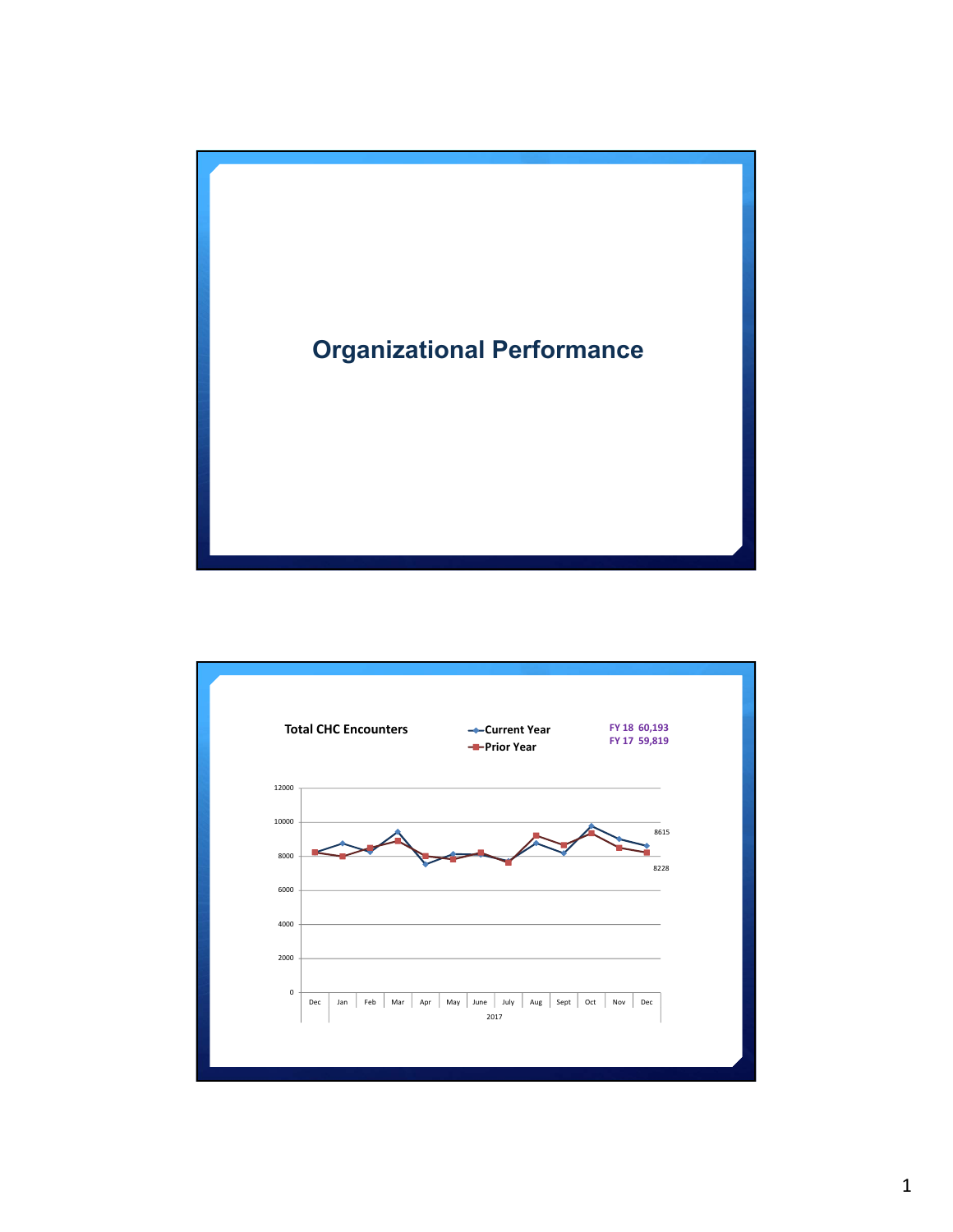# Organizational Performance

## Total CHC Encounters

- Current Year
- Prior Year

**FY 18 60,193**
**FY 17 59,819**

| | Dec | Jan | Feb | Mar | Apr | May | June | July | Aug | Sept | Oct | Nov | Dec |
|---|---|---|---|---|---|---|---|---|---|---|---|---|---|
| Current Year | | | | | | | | | | | | | 8615 |
| Prior Year | | | | | | | | | | | | | 8228 |

2017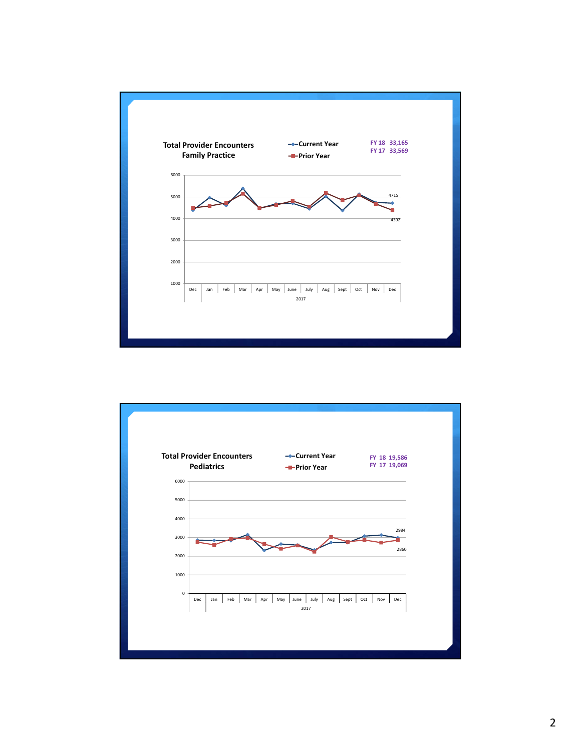## Total Provider Encounters
## Family Practice

- Current Year
- Prior Year

FY 18 33,165
FY 17 33,569

6000
5000
4000
3000
2000
1000

Dec Jan Feb Mar Apr May June July Aug Sept Oct Nov Dec

2017

4715
4392

## Total Provider Encounters
## Pediatrics

- Current Year
- Prior Year

FY 18 19,586
FY 17 19,069

6000
5000
4000
3000
2000
1000
0

Dec Jan Feb Mar Apr May June July Aug Sept Oct Nov Dec

2017

2984
2860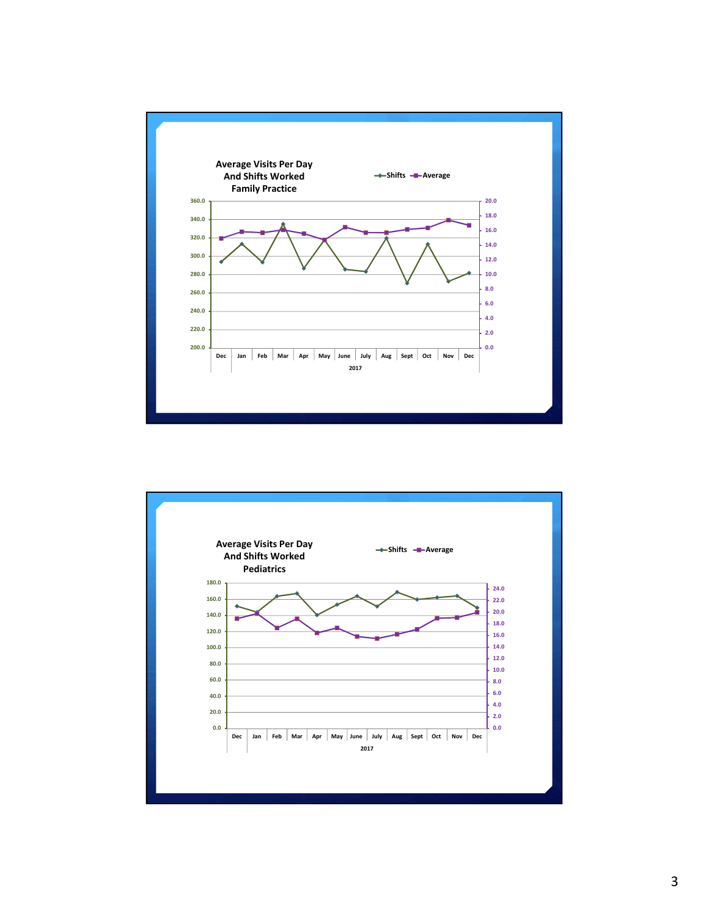## Average Visits Per Day And Shifts Worked Family Practice

Legend: Shifts, Average

Left axis: 200.0 – 360.0 (Shifts); Right axis: 0.0 – 20.0 (Average)

Months: Dec, Jan, Feb, Mar, Apr, May, June, July, Aug, Sept, Oct, Nov, Dec — 2017

## Average Visits Per Day And Shifts Worked Pediatrics

Legend: Shifts, Average

Left axis: 0.0 – 180.0 (Shifts); Right axis: 0.0 – 24.0 (Average)

Months: Dec, Jan, Feb, Mar, Apr, May, June, July, Aug, Sept, Oct, Nov, Dec — 2017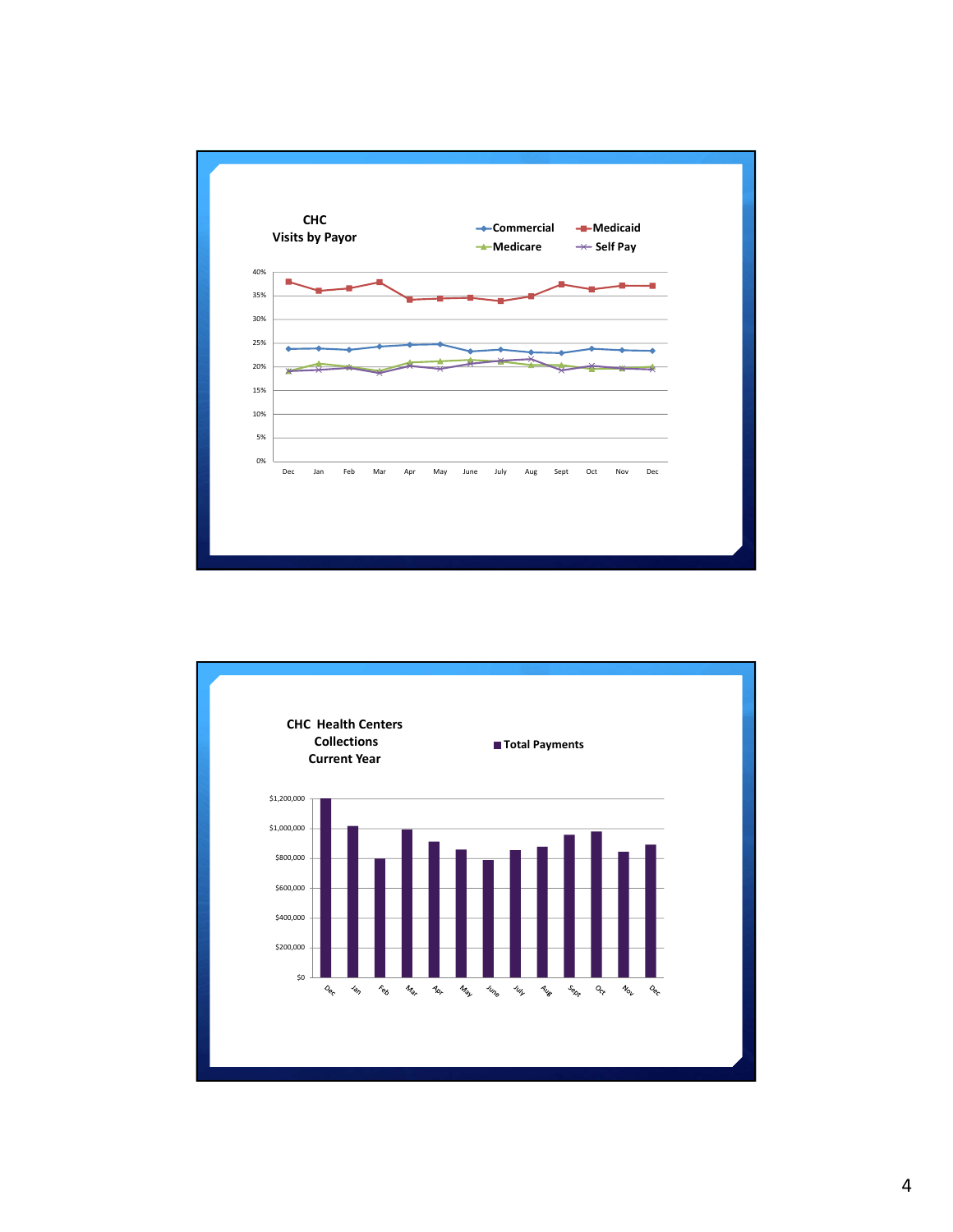CHC
Visits by Payor

Commercial, Medicaid, Medicare, Self Pay

40%
35%
30%
25%
20%
15%
10%
5%
0%

Dec, Jan, Feb, Mar, Apr, May, June, July, Aug, Sept, Oct, Nov, Dec

CHC Health Centers
Collections
Current Year

Total Payments

$1,200,000
$1,000,000
$800,000
$600,000
$400,000
$200,000
$0

Dec, Jan, Feb, Mar, Apr, May, June, July, Aug, Sept, Oct, Nov, Dec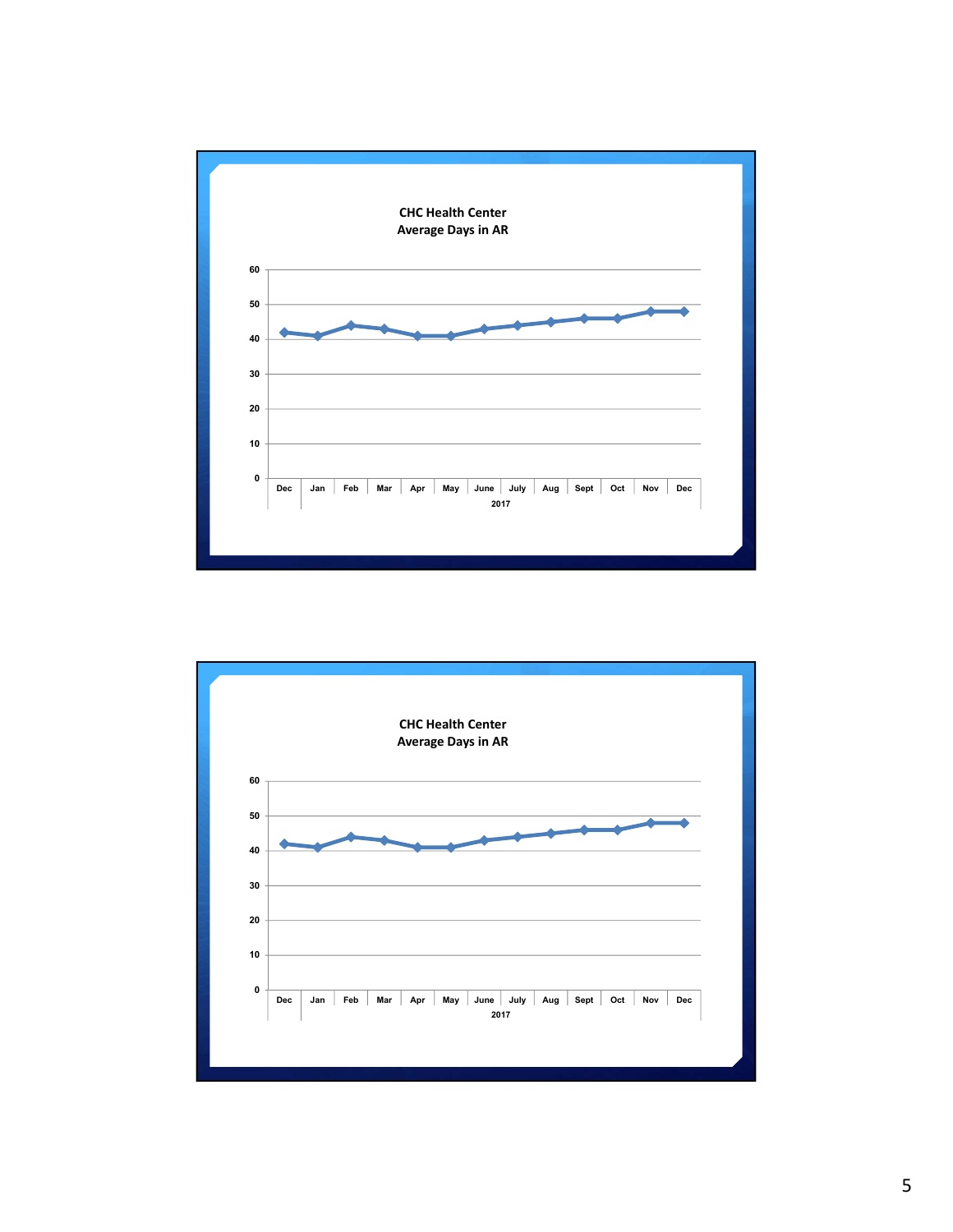**CHC Health Center**
**Average Days in AR**

| Dec | Jan | Feb | Mar | Apr | May | June | July | Aug | Sept | Oct | Nov | Dec |
|---|---|---|---|---|---|---|---|---|---|---|---|---|

2017

**CHC Health Center**
**Average Days in AR**

| Dec | Jan | Feb | Mar | Apr | May | June | July | Aug | Sept | Oct | Nov | Dec |
|---|---|---|---|---|---|---|---|---|---|---|---|---|

2017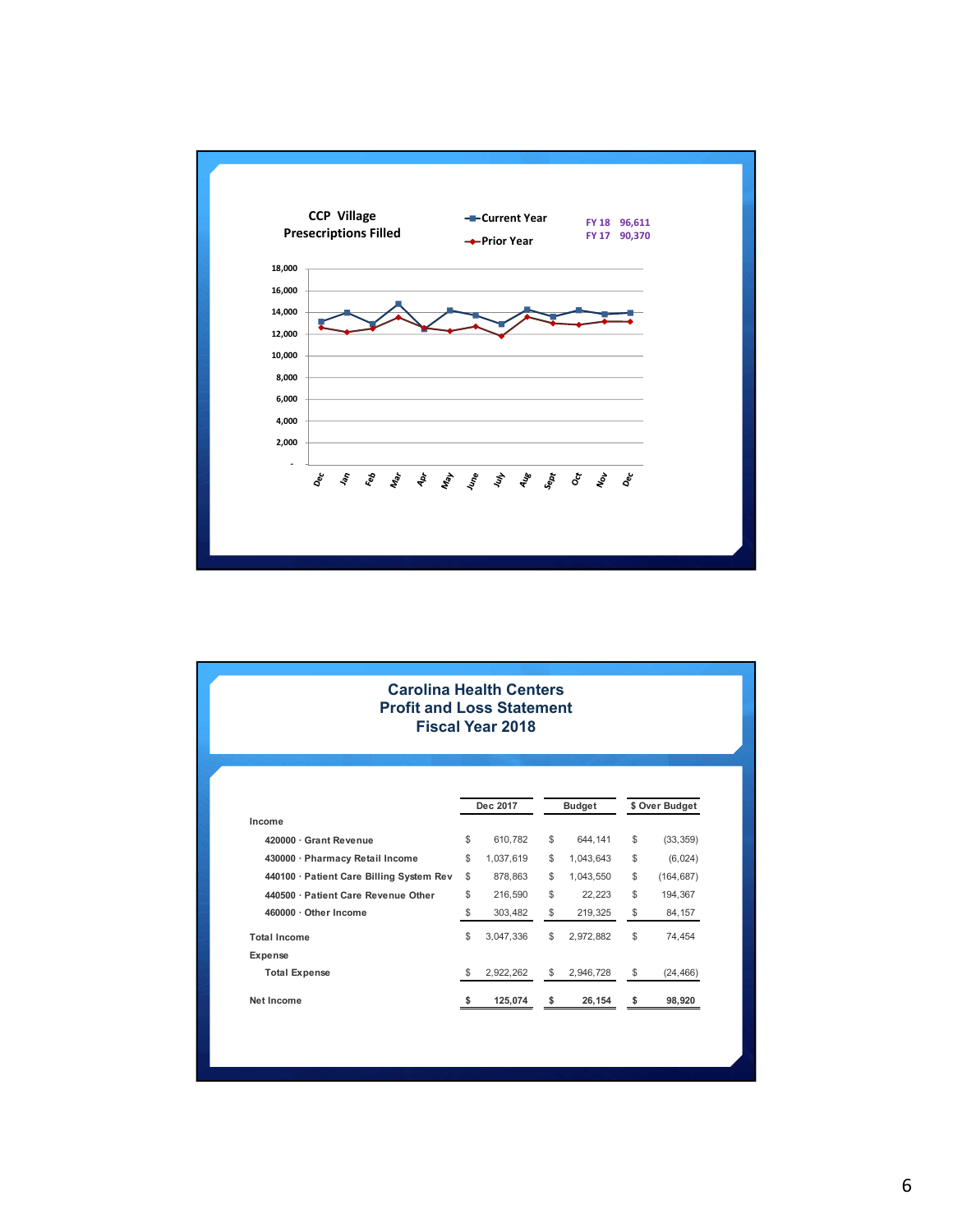## CCP Village Prescriptions Filled

- Current Year
- Prior Year

FY 18 96,611
FY 17 90,370

Y-axis: - , 2,000, 4,000, 6,000, 8,000, 10,000, 12,000, 14,000, 16,000, 18,000

X-axis: Dec, Jan, Feb, Mar, Apr, May, June, July, Aug, Sept, Oct, Nov, Dec

# Carolina Health Centers
## Profit and Loss Statement
## Fiscal Year 2018

| | Dec 2017 | Budget | $ Over Budget |
|---|---|---|---|
| **Income** | | | |
| 420000 · Grant Revenue | $ 610,782 | $ 644,141 | $ (33,359) |
| 430000 · Pharmacy Retail Income | $ 1,037,619 | $ 1,043,643 | $ (6,024) |
| 440100 · Patient Care Billing System Rev | $ 878,863 | $ 1,043,550 | $ (164,687) |
| 440500 · Patient Care Revenue Other | $ 216,590 | $ 22,223 | $ 194,367 |
| 460000 · Other Income | $ 303,482 | $ 219,325 | $ 84,157 |
| **Total Income** | $ 3,047,336 | $ 2,972,882 | $ 74,454 |
| **Expense** | | | |
| Total Expense | $ 2,922,262 | $ 2,946,728 | $ (24,466) |
| **Net Income** | **$ 125,074** | **$ 26,154** | **$ 98,920** |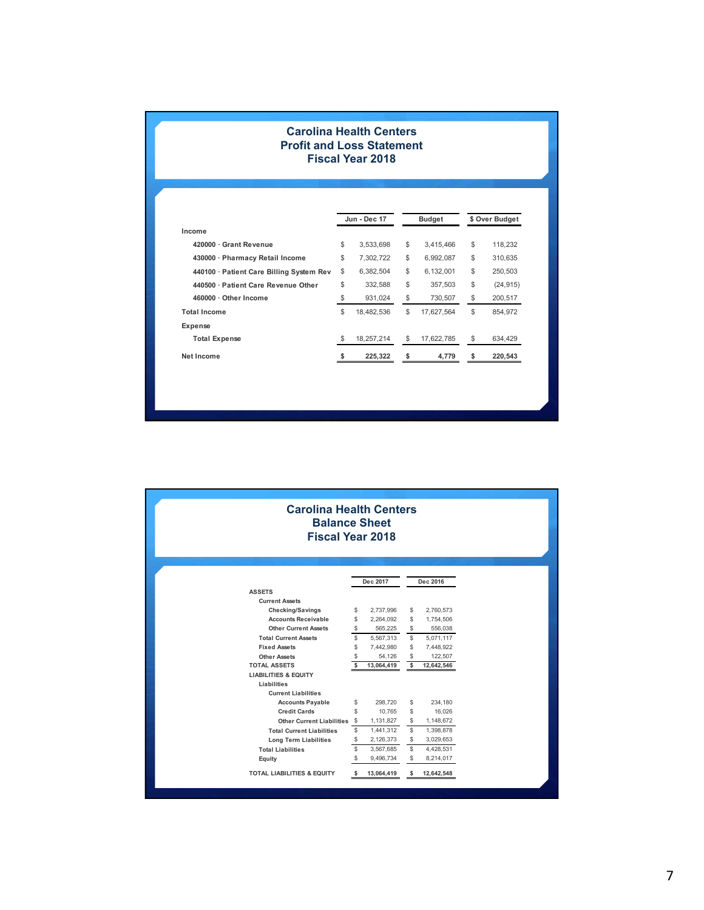## Carolina Health Centers
## Profit and Loss Statement
## Fiscal Year 2018

| | Jun - Dec 17 | Budget | $ Over Budget |
|---|---|---|---|
| **Income** | | | |
| 420000 · Grant Revenue | $ 3,533,698 | $ 3,415,466 | $ 118,232 |
| 430000 · Pharmacy Retail Income | $ 7,302,722 | $ 6,992,087 | $ 310,635 |
| 440100 · Patient Care Billing System Rev | $ 6,382,504 | $ 6,132,001 | $ 250,503 |
| 440500 · Patient Care Revenue Other | $ 332,588 | $ 357,503 | $ (24,915) |
| 460000 · Other Income | $ 931,024 | $ 730,507 | $ 200,517 |
| **Total Income** | $ 18,482,536 | $ 17,627,564 | $ 854,972 |
| **Expense** | | | |
| Total Expense | $ 18,257,214 | $ 17,622,785 | $ 634,429 |
| **Net Income** | **$ 225,322** | **$ 4,779** | **$ 220,543** |

## Carolina Health Centers
## Balance Sheet
## Fiscal Year 2018

| | Dec 2017 | Dec 2016 |
|---|---|---|
| **ASSETS** | | |
| Current Assets | | |
| Checking/Savings | $ 2,737,996 | $ 2,760,573 |
| Accounts Receivable | $ 2,264,092 | $ 1,754,506 |
| Other Current Assets | $ 565,225 | $ 556,038 |
| Total Current Assets | $ 5,567,313 | $ 5,071,117 |
| Fixed Assets | $ 7,442,980 | $ 7,448,922 |
| Other Assets | $ 54,126 | $ 122,507 |
| **TOTAL ASSETS** | **$ 13,064,419** | **$ 12,642,546** |
| **LIABILITIES & EQUITY** | | |
| Liabilities | | |
| Current Liabilities | | |
| Accounts Payable | $ 298,720 | $ 234,180 |
| Credit Cards | $ 10,765 | $ 16,026 |
| Other Current Liabilities | $ 1,131,827 | $ 1,148,672 |
| Total Current Liabilities | $ 1,441,312 | $ 1,398,878 |
| Long Term Liabilities | $ 2,126,373 | $ 3,029,653 |
| Total Liabilities | $ 3,567,685 | $ 4,428,531 |
| Equity | $ 9,496,734 | $ 8,214,017 |
| **TOTAL LIABILITIES & EQUITY** | **$ 13,064,419** | **$ 12,642,548** |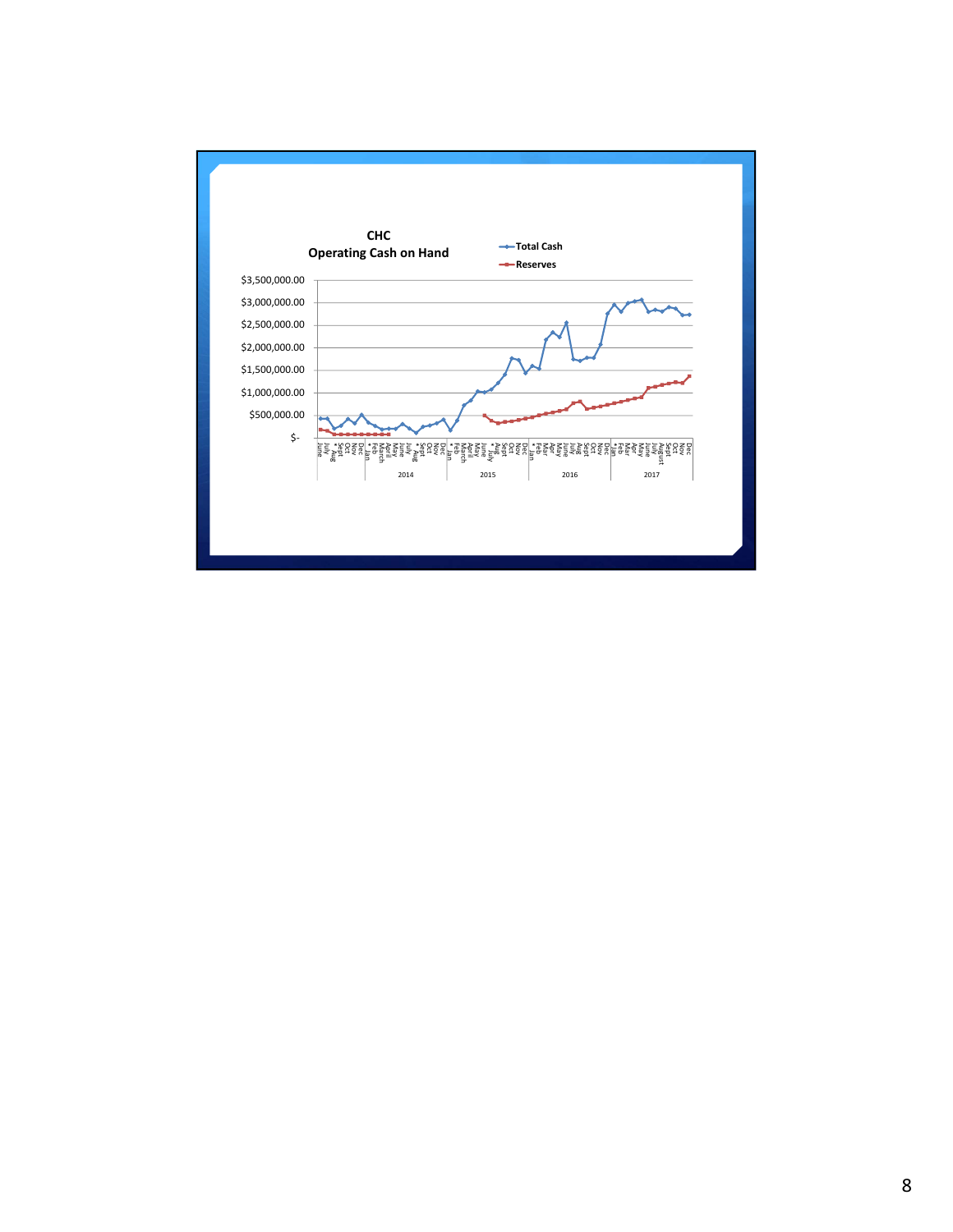CHC
Operating Cash on Hand

Total Cash
Reserves

$3,500,000.00
$3,000,000.00
$2,500,000.00
$2,000,000.00
$1,500,000.00
$1,000,000.00
$500,000.00
$-

June July * Aug Sept Oct Nov Dec * Jan Feb March April May June July * Aug Sept Oct Nov Dec * Jan Feb March April May June * July Aug Sept Oct Nov Dec * Jan Feb Mar Apr May June July Aug Sept Oct Nov Dec * Jan Feb Mar Apr May June July August Sept Oct Nov Dec

2014
2015
2016
2017